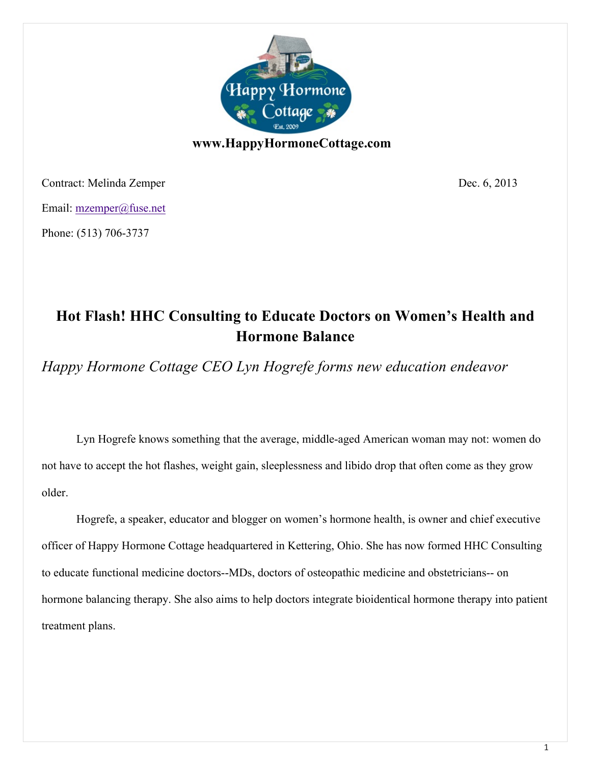**www.HappyHormoneCottage.com**

Contract: Melinda Zemper

Dec. 6, 2013

Email: mzemper@fuse.net

Phone: (513) 706-3737

# Hot Flash! HHC Consulting to Educate Doctors on Women's Health and Hormone Balance

*Happy Hormone Cottage CEO Lyn Hogrefe forms new education endeavor*

Lyn Hogrefe knows something that the average, middle-aged American woman may not: women do not have to accept the hot flashes, weight gain, sleeplessness and libido drop that often come as they grow older.

Hogrefe, a speaker, educator and blogger on women's hormone health, is owner and chief executive officer of Happy Hormone Cottage headquartered in Kettering, Ohio. She has now formed HHC Consulting to educate functional medicine doctors--MDs, doctors of osteopathic medicine and obstetricians-- on hormone balancing therapy. She also aims to help doctors integrate bioidentical hormone therapy into patient treatment plans.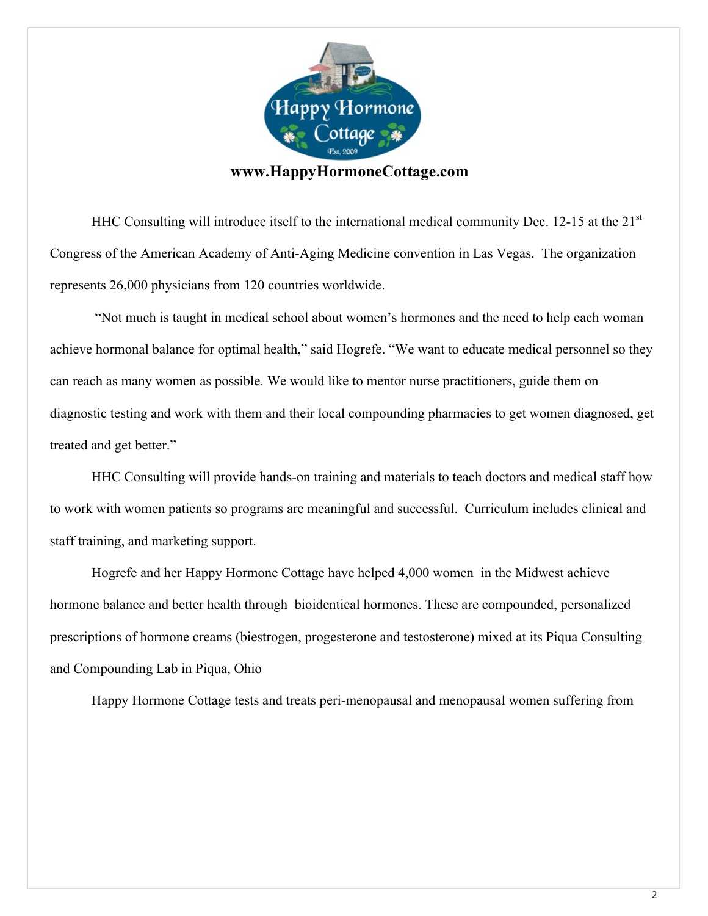**www.HappyHormoneCottage.com**

HHC Consulting will introduce itself to the international medical community Dec. 12-15 at the 21st Congress of the American Academy of Anti-Aging Medicine convention in Las Vegas. The organization represents 26,000 physicians from 120 countries worldwide.

"Not much is taught in medical school about women's hormones and the need to help each woman achieve hormonal balance for optimal health," said Hogrefe. "We want to educate medical personnel so they can reach as many women as possible. We would like to mentor nurse practitioners, guide them on diagnostic testing and work with them and their local compounding pharmacies to get women diagnosed, get treated and get better."

HHC Consulting will provide hands-on training and materials to teach doctors and medical staff how to work with women patients so programs are meaningful and successful. Curriculum includes clinical and staff training, and marketing support.

Hogrefe and her Happy Hormone Cottage have helped 4,000 women in the Midwest achieve hormone balance and better health through bioidentical hormones. These are compounded, personalized prescriptions of hormone creams (biestrogen, progesterone and testosterone) mixed at its Piqua Consulting and Compounding Lab in Piqua, Ohio

Happy Hormone Cottage tests and treats peri-menopausal and menopausal women suffering from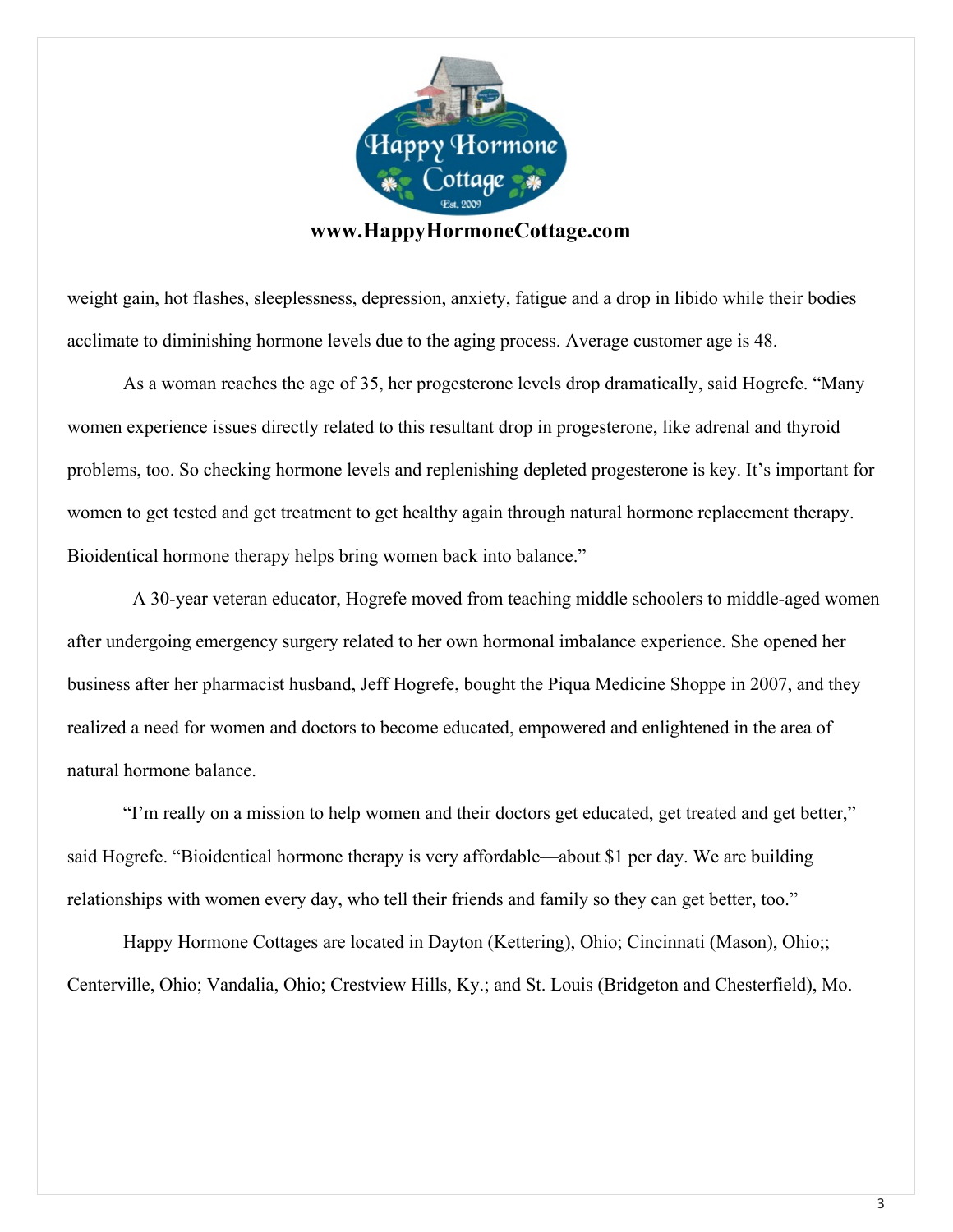**www.HappyHormoneCottage.com**

weight gain, hot flashes, sleeplessness, depression, anxiety, fatigue and a drop in libido while their bodies acclimate to diminishing hormone levels due to the aging process. Average customer age is 48.

As a woman reaches the age of 35, her progesterone levels drop dramatically, said Hogrefe. "Many women experience issues directly related to this resultant drop in progesterone, like adrenal and thyroid problems, too. So checking hormone levels and replenishing depleted progesterone is key. It's important for women to get tested and get treatment to get healthy again through natural hormone replacement therapy. Bioidentical hormone therapy helps bring women back into balance."

A 30-year veteran educator, Hogrefe moved from teaching middle schoolers to middle-aged women after undergoing emergency surgery related to her own hormonal imbalance experience. She opened her business after her pharmacist husband, Jeff Hogrefe, bought the Piqua Medicine Shoppe in 2007, and they realized a need for women and doctors to become educated, empowered and enlightened in the area of natural hormone balance.

"I'm really on a mission to help women and their doctors get educated, get treated and get better," said Hogrefe. "Bioidentical hormone therapy is very affordable—about $1 per day. We are building relationships with women every day, who tell their friends and family so they can get better, too."

Happy Hormone Cottages are located in Dayton (Kettering), Ohio; Cincinnati (Mason), Ohio;; Centerville, Ohio; Vandalia, Ohio; Crestview Hills, Ky.; and St. Louis (Bridgeton and Chesterfield), Mo.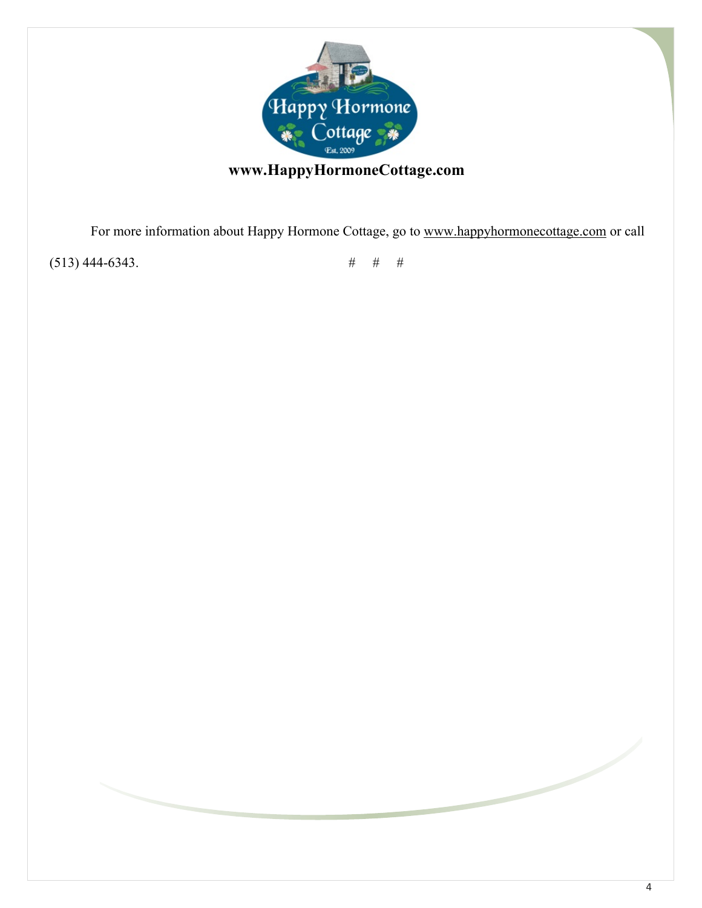**www.HappyHormoneCottage.com**

For more information about Happy Hormone Cottage, go to www.happyhormonecottage.com or call (513) 444-6343.

# # #